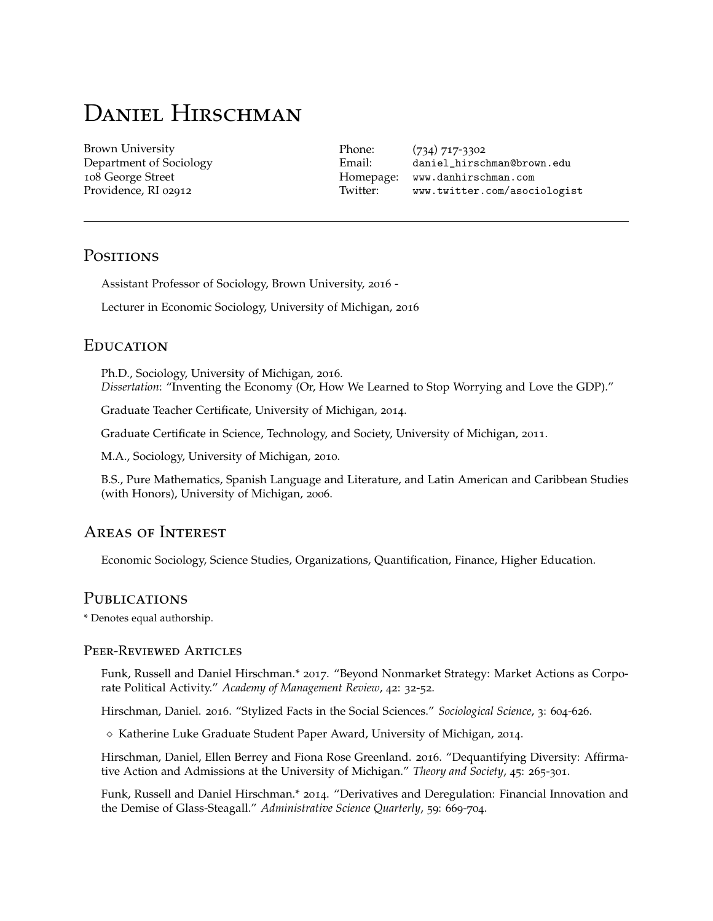# Daniel Hirschman

Brown University
Department of Sociology
108 George Street
Providence, RI 02912

Phone: (734) 717-3302
Email: daniel_hirschman@brown.edu
Homepage: www.danhirschman.com
Twitter: www.twitter.com/asociologist

---

## Positions

Assistant Professor of Sociology, Brown University, 2016 -

Lecturer in Economic Sociology, University of Michigan, 2016

## Education

Ph.D., Sociology, University of Michigan, 2016.
*Dissertation*: "Inventing the Economy (Or, How We Learned to Stop Worrying and Love the GDP)."

Graduate Teacher Certificate, University of Michigan, 2014.

Graduate Certificate in Science, Technology, and Society, University of Michigan, 2011.

M.A., Sociology, University of Michigan, 2010.

B.S., Pure Mathematics, Spanish Language and Literature, and Latin American and Caribbean Studies (with Honors), University of Michigan, 2006.

## Areas of Interest

Economic Sociology, Science Studies, Organizations, Quantification, Finance, Higher Education.

## Publications

* Denotes equal authorship.

### Peer-Reviewed Articles

Funk, Russell and Daniel Hirschman.* 2017. "Beyond Nonmarket Strategy: Market Actions as Corporate Political Activity." *Academy of Management Review*, 42: 32-52.

Hirschman, Daniel. 2016. "Stylized Facts in the Social Sciences." *Sociological Science*, 3: 604-626.

- ◇ Katherine Luke Graduate Student Paper Award, University of Michigan, 2014.

Hirschman, Daniel, Ellen Berrey and Fiona Rose Greenland. 2016. "Dequantifying Diversity: Affirmative Action and Admissions at the University of Michigan." *Theory and Society*, 45: 265-301.

Funk, Russell and Daniel Hirschman.* 2014. "Derivatives and Deregulation: Financial Innovation and the Demise of Glass-Steagall." *Administrative Science Quarterly*, 59: 669-704.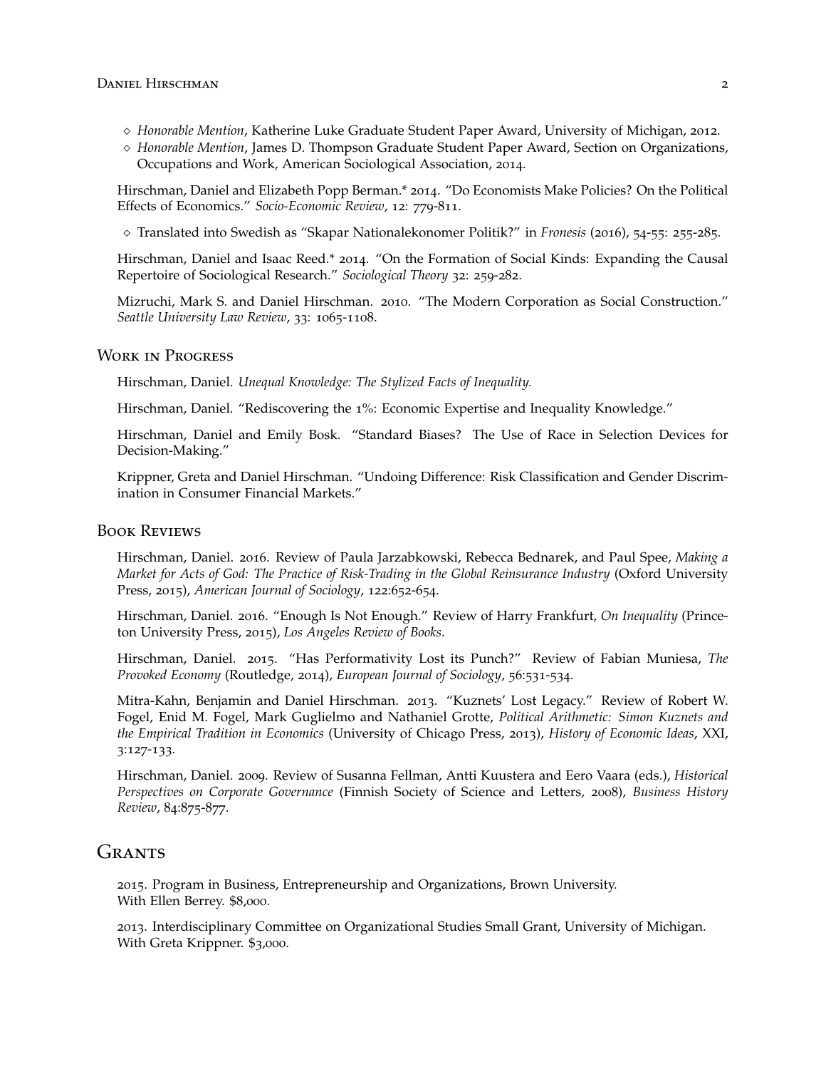- *Honorable Mention*, Katherine Luke Graduate Student Paper Award, University of Michigan, 2012.
- *Honorable Mention*, James D. Thompson Graduate Student Paper Award, Section on Organizations, Occupations and Work, American Sociological Association, 2014.

Hirschman, Daniel and Elizabeth Popp Berman.* 2014. "Do Economists Make Policies? On the Political Effects of Economics." *Socio-Economic Review*, 12: 779-811.

- Translated into Swedish as "Skapar Nationalekonomer Politik?" in *Fronesis* (2016), 54-55: 255-285.

Hirschman, Daniel and Isaac Reed.* 2014. "On the Formation of Social Kinds: Expanding the Causal Repertoire of Sociological Research." *Sociological Theory* 32: 259-282.

Mizruchi, Mark S. and Daniel Hirschman. 2010. "The Modern Corporation as Social Construction." *Seattle University Law Review*, 33: 1065-1108.

### Work in Progress

Hirschman, Daniel. *Unequal Knowledge: The Stylized Facts of Inequality.*

Hirschman, Daniel. "Rediscovering the 1%: Economic Expertise and Inequality Knowledge."

Hirschman, Daniel and Emily Bosk. "Standard Biases? The Use of Race in Selection Devices for Decision-Making."

Krippner, Greta and Daniel Hirschman. "Undoing Difference: Risk Classification and Gender Discrimination in Consumer Financial Markets."

### Book Reviews

Hirschman, Daniel. 2016. Review of Paula Jarzabkowski, Rebecca Bednarek, and Paul Spee, *Making a Market for Acts of God: The Practice of Risk-Trading in the Global Reinsurance Industry* (Oxford University Press, 2015), *American Journal of Sociology*, 122:652-654.

Hirschman, Daniel. 2016. "Enough Is Not Enough." Review of Harry Frankfurt, *On Inequality* (Princeton University Press, 2015), *Los Angeles Review of Books*.

Hirschman, Daniel. 2015. "Has Performativity Lost its Punch?" Review of Fabian Muniesa, *The Provoked Economy* (Routledge, 2014), *European Journal of Sociology*, 56:531-534.

Mitra-Kahn, Benjamin and Daniel Hirschman. 2013. "Kuznets' Lost Legacy." Review of Robert W. Fogel, Enid M. Fogel, Mark Guglielmo and Nathaniel Grotte, *Political Arithmetic: Simon Kuznets and the Empirical Tradition in Economics* (University of Chicago Press, 2013), *History of Economic Ideas*, XXI, 3:127-133.

Hirschman, Daniel. 2009. Review of Susanna Fellman, Antti Kuustera and Eero Vaara (eds.), *Historical Perspectives on Corporate Governance* (Finnish Society of Science and Letters, 2008), *Business History Review*, 84:875-877.

## Grants

2015. Program in Business, Entrepreneurship and Organizations, Brown University.
With Ellen Berrey. $8,000.

2013. Interdisciplinary Committee on Organizational Studies Small Grant, University of Michigan.
With Greta Krippner. $3,000.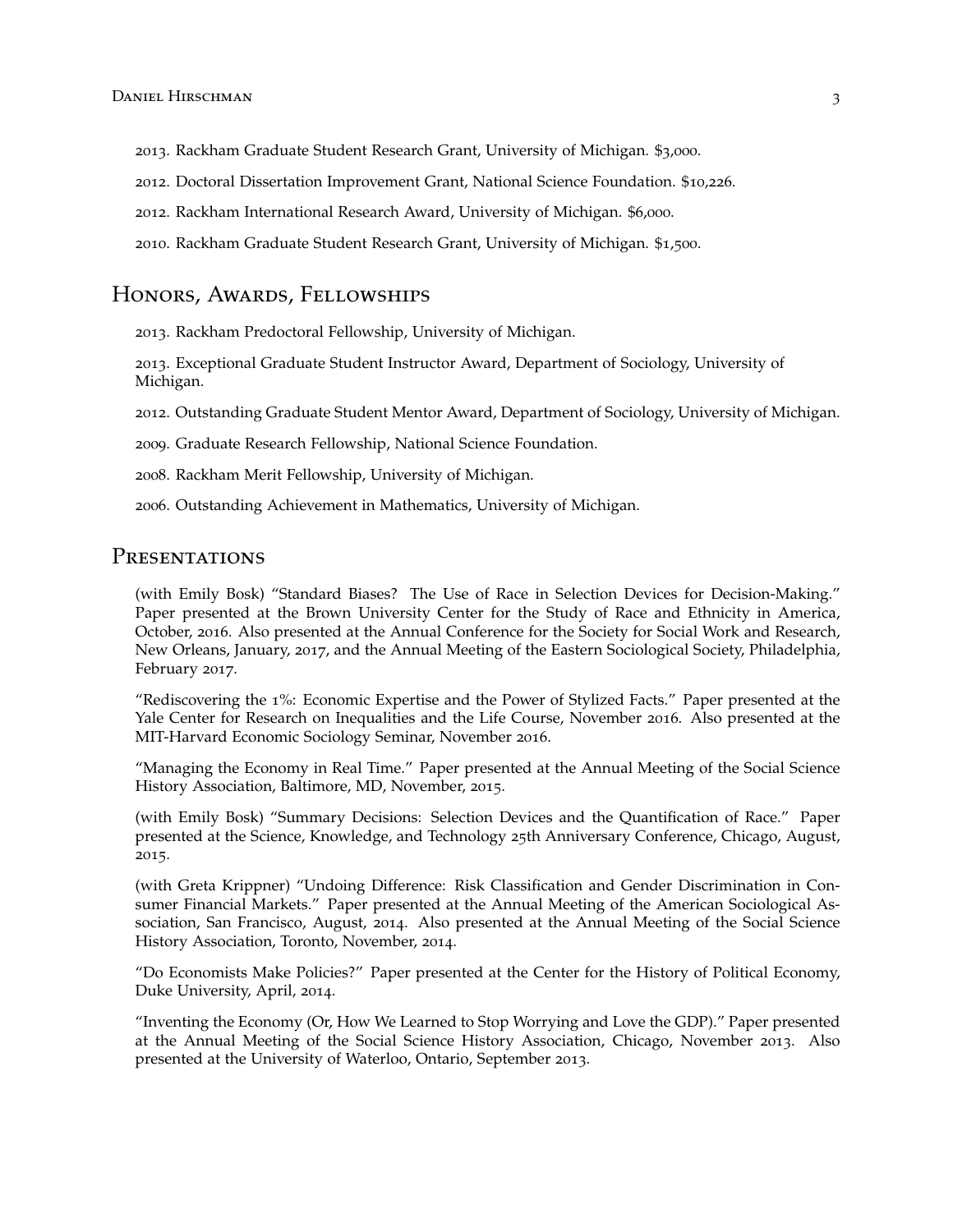2013. Rackham Graduate Student Research Grant, University of Michigan. $3,000.

2012. Doctoral Dissertation Improvement Grant, National Science Foundation. $10,226.

2012. Rackham International Research Award, University of Michigan. $6,000.

2010. Rackham Graduate Student Research Grant, University of Michigan. $1,500.

## Honors, Awards, Fellowships

2013. Rackham Predoctoral Fellowship, University of Michigan.

2013. Exceptional Graduate Student Instructor Award, Department of Sociology, University of Michigan.

2012. Outstanding Graduate Student Mentor Award, Department of Sociology, University of Michigan.

2009. Graduate Research Fellowship, National Science Foundation.

2008. Rackham Merit Fellowship, University of Michigan.

2006. Outstanding Achievement in Mathematics, University of Michigan.

## Presentations

(with Emily Bosk) "Standard Biases? The Use of Race in Selection Devices for Decision-Making." Paper presented at the Brown University Center for the Study of Race and Ethnicity in America, October, 2016. Also presented at the Annual Conference for the Society for Social Work and Research, New Orleans, January, 2017, and the Annual Meeting of the Eastern Sociological Society, Philadelphia, February 2017.

"Rediscovering the 1%: Economic Expertise and the Power of Stylized Facts." Paper presented at the Yale Center for Research on Inequalities and the Life Course, November 2016. Also presented at the MIT-Harvard Economic Sociology Seminar, November 2016.

"Managing the Economy in Real Time." Paper presented at the Annual Meeting of the Social Science History Association, Baltimore, MD, November, 2015.

(with Emily Bosk) "Summary Decisions: Selection Devices and the Quantification of Race." Paper presented at the Science, Knowledge, and Technology 25th Anniversary Conference, Chicago, August, 2015.

(with Greta Krippner) "Undoing Difference: Risk Classification and Gender Discrimination in Consumer Financial Markets." Paper presented at the Annual Meeting of the American Sociological Association, San Francisco, August, 2014. Also presented at the Annual Meeting of the Social Science History Association, Toronto, November, 2014.

"Do Economists Make Policies?" Paper presented at the Center for the History of Political Economy, Duke University, April, 2014.

"Inventing the Economy (Or, How We Learned to Stop Worrying and Love the GDP)." Paper presented at the Annual Meeting of the Social Science History Association, Chicago, November 2013. Also presented at the University of Waterloo, Ontario, September 2013.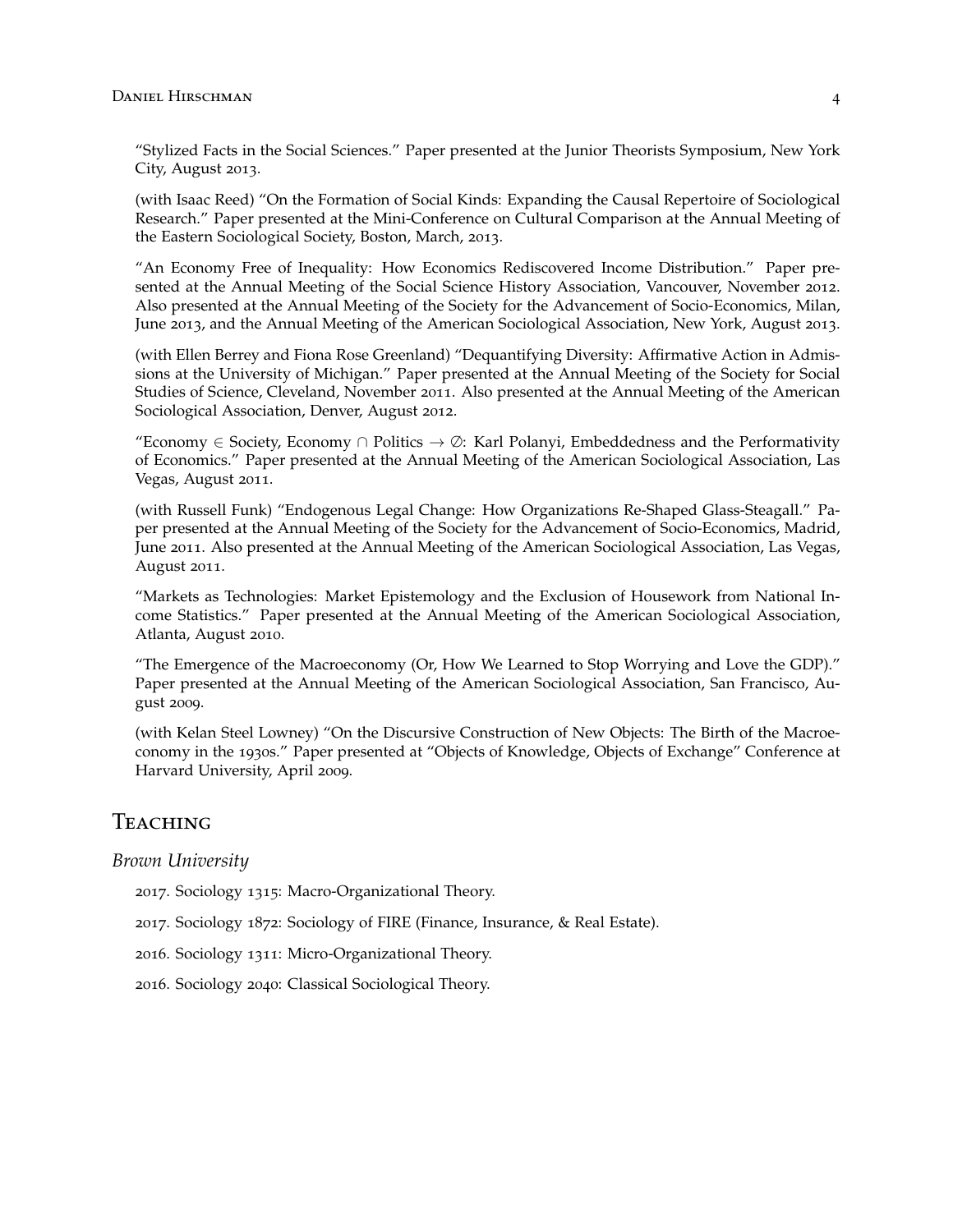"Stylized Facts in the Social Sciences." Paper presented at the Junior Theorists Symposium, New York City, August 2013.

(with Isaac Reed) "On the Formation of Social Kinds: Expanding the Causal Repertoire of Sociological Research." Paper presented at the Mini-Conference on Cultural Comparison at the Annual Meeting of the Eastern Sociological Society, Boston, March, 2013.

"An Economy Free of Inequality: How Economics Rediscovered Income Distribution." Paper presented at the Annual Meeting of the Social Science History Association, Vancouver, November 2012. Also presented at the Annual Meeting of the Society for the Advancement of Socio-Economics, Milan, June 2013, and the Annual Meeting of the American Sociological Association, New York, August 2013.

(with Ellen Berrey and Fiona Rose Greenland) "Dequantifying Diversity: Affirmative Action in Admissions at the University of Michigan." Paper presented at the Annual Meeting of the Society for Social Studies of Science, Cleveland, November 2011. Also presented at the Annual Meeting of the American Sociological Association, Denver, August 2012.

"Economy $\in$ Society, Economy $\cap$ Politics $\rightarrow \emptyset$: Karl Polanyi, Embeddedness and the Performativity of Economics." Paper presented at the Annual Meeting of the American Sociological Association, Las Vegas, August 2011.

(with Russell Funk) "Endogenous Legal Change: How Organizations Re-Shaped Glass-Steagall." Paper presented at the Annual Meeting of the Society for the Advancement of Socio-Economics, Madrid, June 2011. Also presented at the Annual Meeting of the American Sociological Association, Las Vegas, August 2011.

"Markets as Technologies: Market Epistemology and the Exclusion of Housework from National Income Statistics." Paper presented at the Annual Meeting of the American Sociological Association, Atlanta, August 2010.

"The Emergence of the Macroeconomy (Or, How We Learned to Stop Worrying and Love the GDP)." Paper presented at the Annual Meeting of the American Sociological Association, San Francisco, August 2009.

(with Kelan Steel Lowney) "On the Discursive Construction of New Objects: The Birth of the Macroeconomy in the 1930s." Paper presented at "Objects of Knowledge, Objects of Exchange" Conference at Harvard University, April 2009.

## Teaching

### *Brown University*

2017. Sociology 1315: Macro-Organizational Theory.

2017. Sociology 1872: Sociology of FIRE (Finance, Insurance, & Real Estate).

2016. Sociology 1311: Micro-Organizational Theory.

2016. Sociology 2040: Classical Sociological Theory.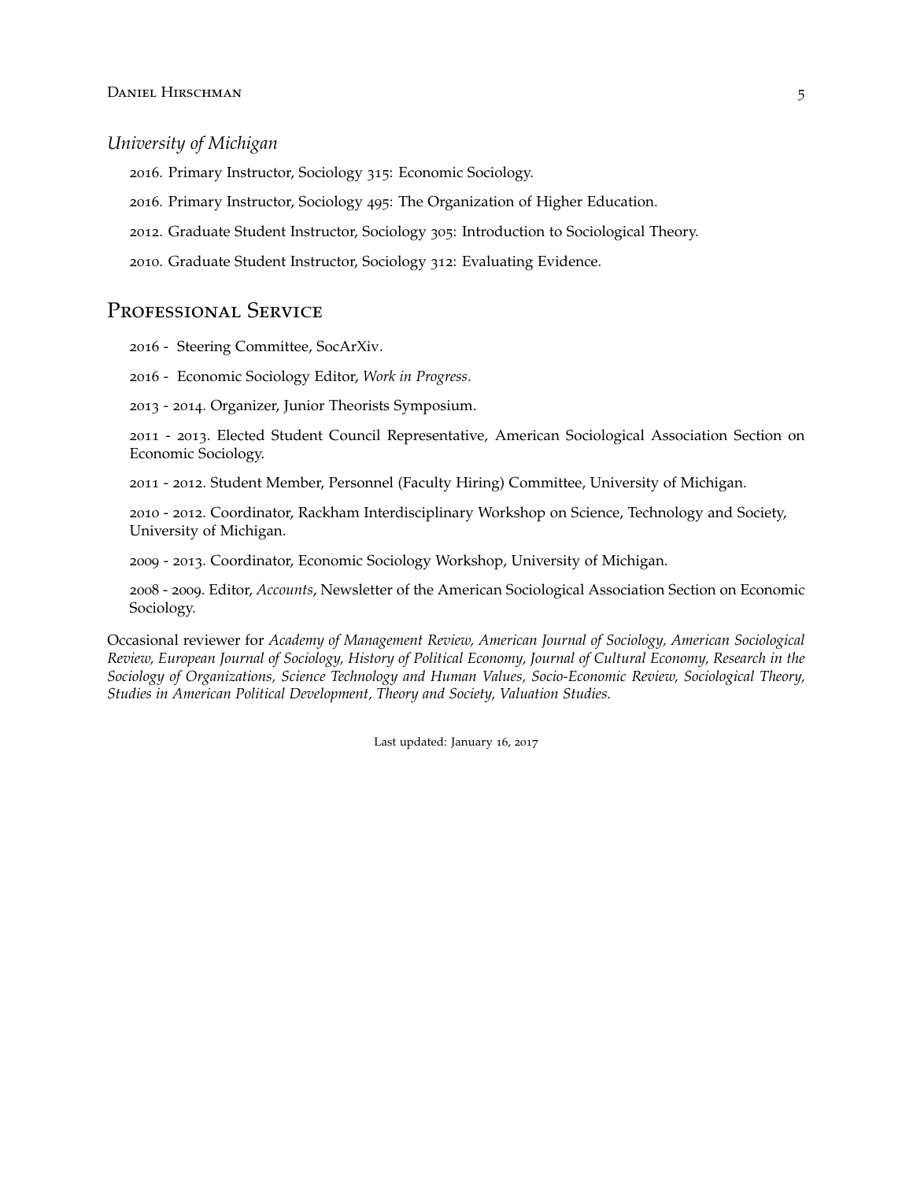### *University of Michigan*

2016. Primary Instructor, Sociology 315: Economic Sociology.

2016. Primary Instructor, Sociology 495: The Organization of Higher Education.

2012. Graduate Student Instructor, Sociology 305: Introduction to Sociological Theory.

2010. Graduate Student Instructor, Sociology 312: Evaluating Evidence.

## Professional Service

2016 - Steering Committee, SocArXiv.

2016 - Economic Sociology Editor, *Work in Progress*.

2013 - 2014. Organizer, Junior Theorists Symposium.

2011 - 2013. Elected Student Council Representative, American Sociological Association Section on Economic Sociology.

2011 - 2012. Student Member, Personnel (Faculty Hiring) Committee, University of Michigan.

2010 - 2012. Coordinator, Rackham Interdisciplinary Workshop on Science, Technology and Society, University of Michigan.

2009 - 2013. Coordinator, Economic Sociology Workshop, University of Michigan.

2008 - 2009. Editor, *Accounts*, Newsletter of the American Sociological Association Section on Economic Sociology.

Occasional reviewer for *Academy of Management Review, American Journal of Sociology, American Sociological Review, European Journal of Sociology, History of Political Economy, Journal of Cultural Economy, Research in the Sociology of Organizations, Science Technology and Human Values, Socio-Economic Review, Sociological Theory, Studies in American Political Development, Theory and Society, Valuation Studies.*

Last updated: January 16, 2017